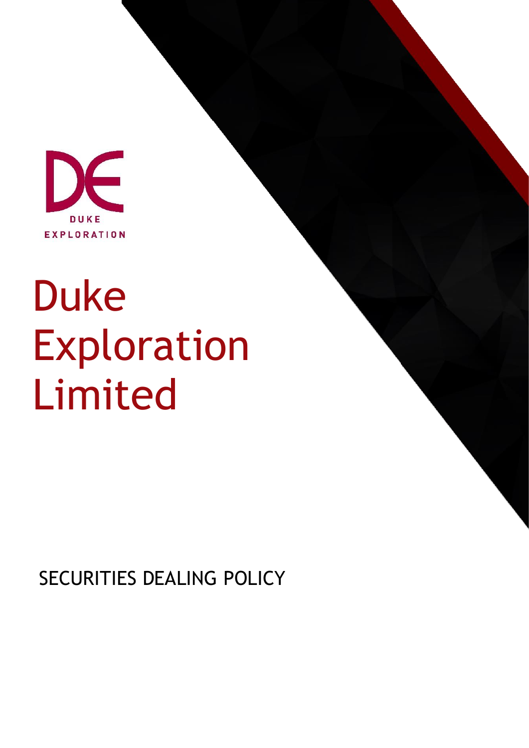DUKE EXPLORATION

# Duke Exploration Limited

## SECURITIES DEALING POLICY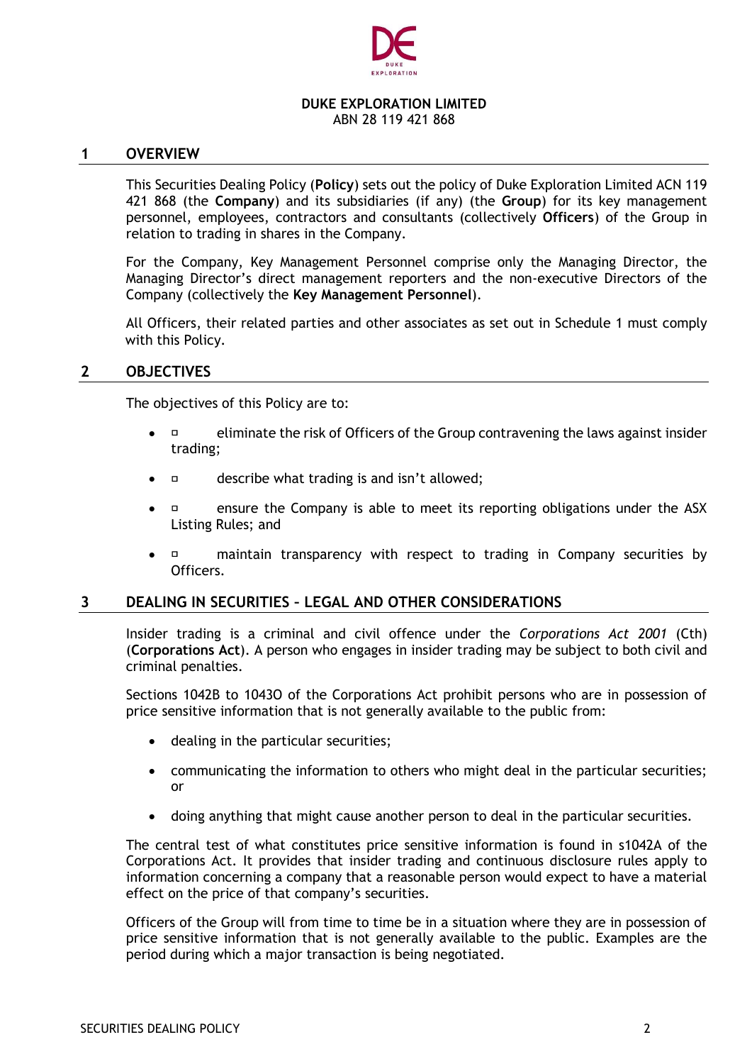**DUKE EXPLORATION LIMITED**
ABN 28 119 421 868

## 1 OVERVIEW

This Securities Dealing Policy (**Policy**) sets out the policy of Duke Exploration Limited ACN 119 421 868 (the **Company**) and its subsidiaries (if any) (the **Group**) for its key management personnel, employees, contractors and consultants (collectively **Officers**) of the Group in relation to trading in shares in the Company.

For the Company, Key Management Personnel comprise only the Managing Director, the Managing Director's direct management reporters and the non-executive Directors of the Company (collectively the **Key Management Personnel**).

All Officers, their related parties and other associates as set out in Schedule 1 must comply with this Policy.

## 2 OBJECTIVES

The objectives of this Policy are to:

- eliminate the risk of Officers of the Group contravening the laws against insider trading;
- describe what trading is and isn't allowed;
- ensure the Company is able to meet its reporting obligations under the ASX Listing Rules; and
- maintain transparency with respect to trading in Company securities by Officers.

## 3 DEALING IN SECURITIES – LEGAL AND OTHER CONSIDERATIONS

Insider trading is a criminal and civil offence under the *Corporations Act 2001* (Cth) (**Corporations Act**). A person who engages in insider trading may be subject to both civil and criminal penalties.

Sections 1042B to 1043O of the Corporations Act prohibit persons who are in possession of price sensitive information that is not generally available to the public from:

- dealing in the particular securities;
- communicating the information to others who might deal in the particular securities; or
- doing anything that might cause another person to deal in the particular securities.

The central test of what constitutes price sensitive information is found in s1042A of the Corporations Act. It provides that insider trading and continuous disclosure rules apply to information concerning a company that a reasonable person would expect to have a material effect on the price of that company's securities.

Officers of the Group will from time to time be in a situation where they are in possession of price sensitive information that is not generally available to the public. Examples are the period during which a major transaction is being negotiated.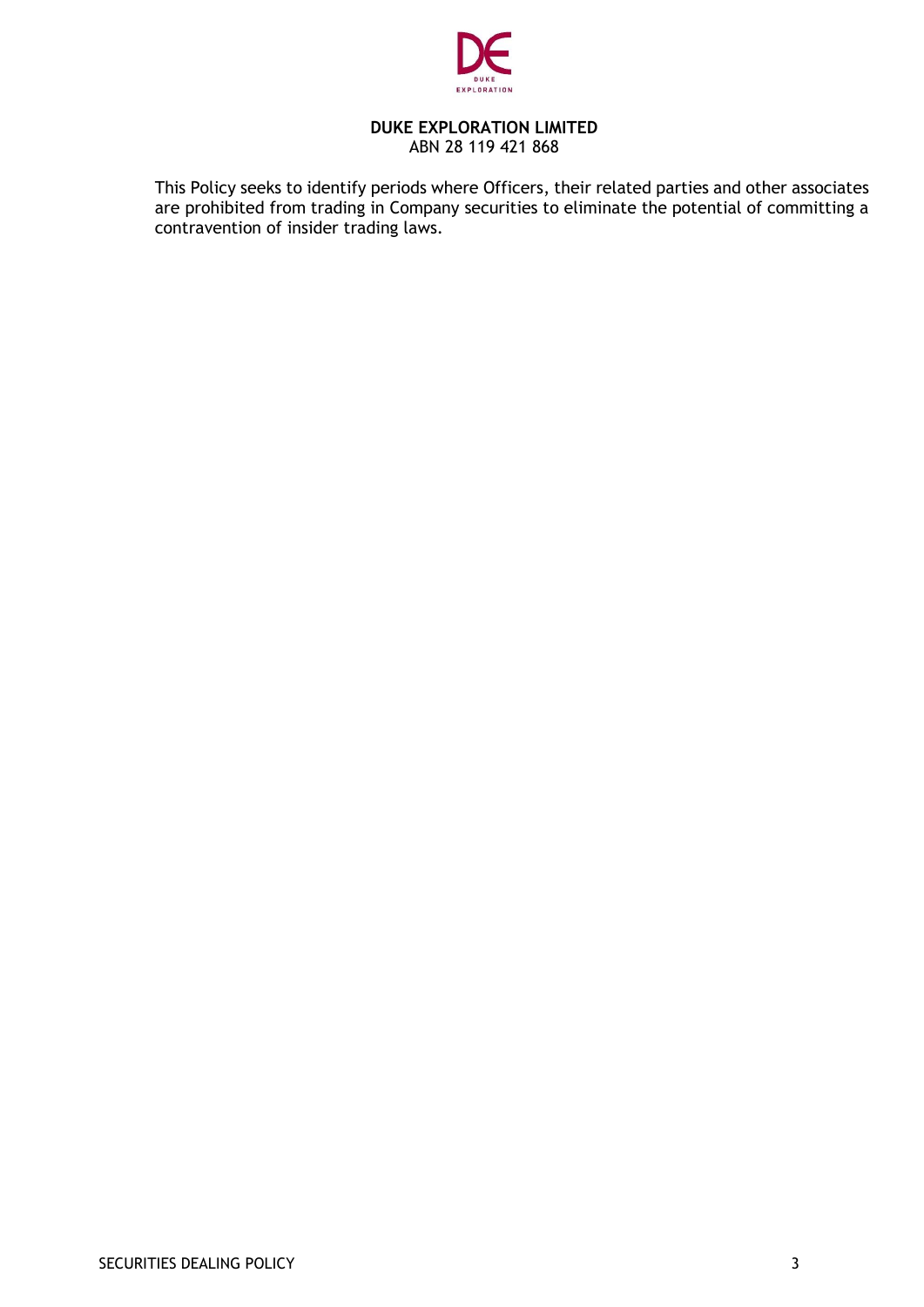**DUKE EXPLORATION LIMITED**
ABN 28 119 421 868

This Policy seeks to identify periods where Officers, their related parties and other associates are prohibited from trading in Company securities to eliminate the potential of committing a contravention of insider trading laws.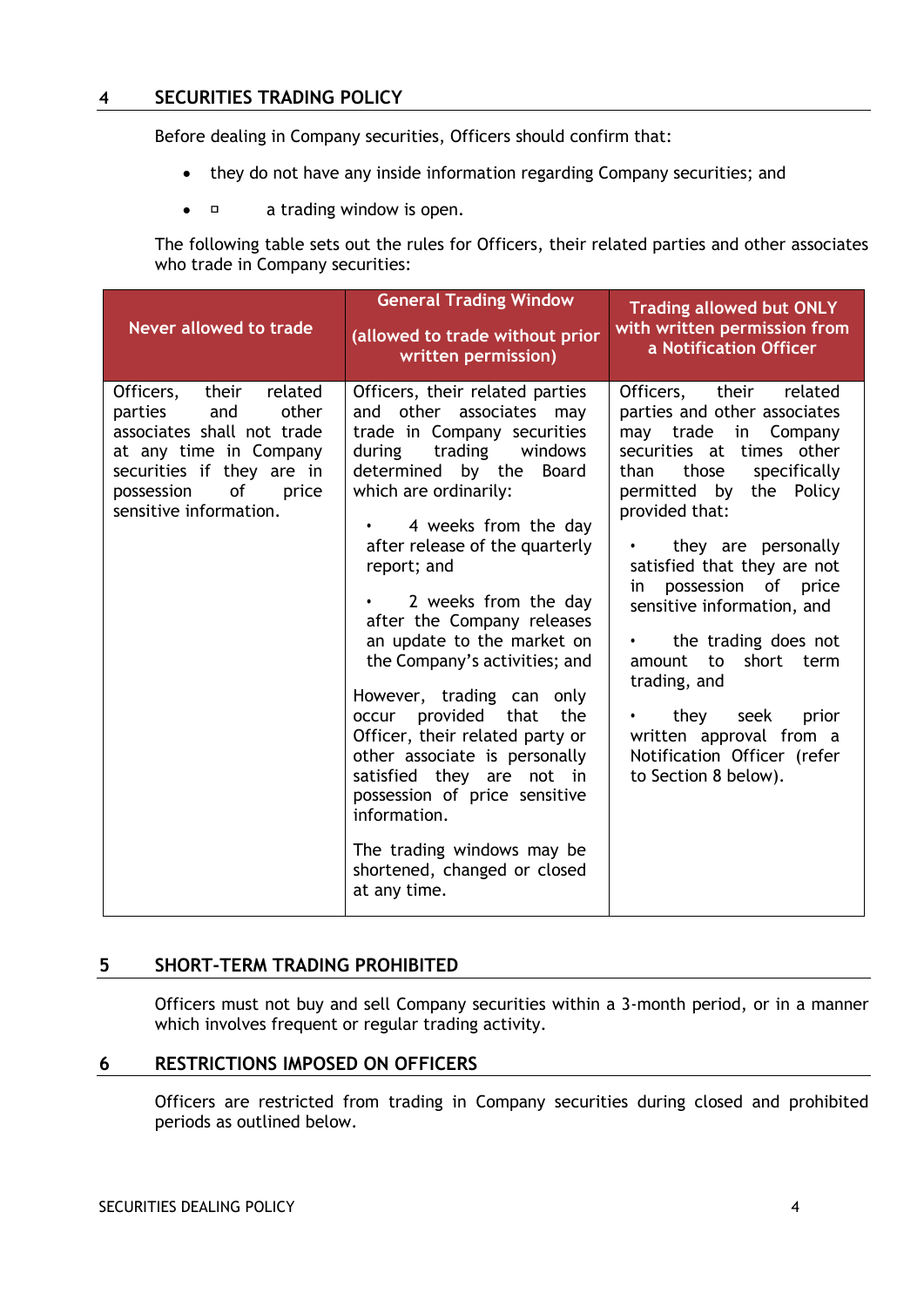## 4 SECURITIES TRADING POLICY

Before dealing in Company securities, Officers should confirm that:

- they do not have any inside information regarding Company securities; and
- ◽ a trading window is open.

The following table sets out the rules for Officers, their related parties and other associates who trade in Company securities:

| Never allowed to trade | General Trading Window (allowed to trade without prior written permission) | Trading allowed but ONLY with written permission from a Notification Officer |
|---|---|---|
| Officers, their related parties and other associates shall not trade at any time in Company securities if they are in possession of price sensitive information. | Officers, their related parties and other associates may trade in Company securities during trading windows determined by the Board which are ordinarily:<br>• 4 weeks from the day after release of the quarterly report; and<br>• 2 weeks from the day after the Company releases an update to the market on the Company's activities; and<br>However, trading can only occur provided that the Officer, their related party or other associate is personally satisfied they are not in possession of price sensitive information.<br>The trading windows may be shortened, changed or closed at any time. | Officers, their related parties and other associates may trade in Company securities at times other than those specifically permitted by the Policy provided that:<br>• they are personally satisfied that they are not in possession of price sensitive information, and<br>• the trading does not amount to short term trading, and<br>• they seek prior written approval from a Notification Officer (refer to Section 8 below). |

## 5 SHORT-TERM TRADING PROHIBITED

Officers must not buy and sell Company securities within a 3-month period, or in a manner which involves frequent or regular trading activity.

## 6 RESTRICTIONS IMPOSED ON OFFICERS

Officers are restricted from trading in Company securities during closed and prohibited periods as outlined below.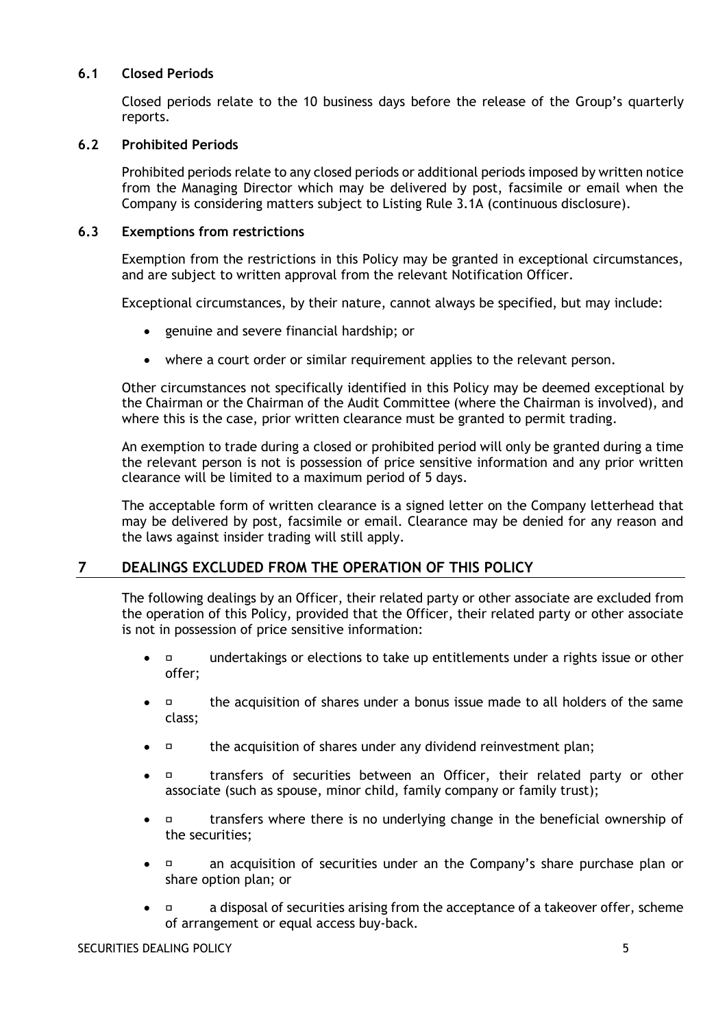### 6.1 Closed Periods

Closed periods relate to the 10 business days before the release of the Group's quarterly reports.

### 6.2 Prohibited Periods

Prohibited periods relate to any closed periods or additional periods imposed by written notice from the Managing Director which may be delivered by post, facsimile or email when the Company is considering matters subject to Listing Rule 3.1A (continuous disclosure).

### 6.3 Exemptions from restrictions

Exemption from the restrictions in this Policy may be granted in exceptional circumstances, and are subject to written approval from the relevant Notification Officer.

Exceptional circumstances, by their nature, cannot always be specified, but may include:

- genuine and severe financial hardship; or
- where a court order or similar requirement applies to the relevant person.

Other circumstances not specifically identified in this Policy may be deemed exceptional by the Chairman or the Chairman of the Audit Committee (where the Chairman is involved), and where this is the case, prior written clearance must be granted to permit trading.

An exemption to trade during a closed or prohibited period will only be granted during a time the relevant person is not is possession of price sensitive information and any prior written clearance will be limited to a maximum period of 5 days.

The acceptable form of written clearance is a signed letter on the Company letterhead that may be delivered by post, facsimile or email. Clearance may be denied for any reason and the laws against insider trading will still apply.

## 7 DEALINGS EXCLUDED FROM THE OPERATION OF THIS POLICY

The following dealings by an Officer, their related party or other associate are excluded from the operation of this Policy, provided that the Officer, their related party or other associate is not in possession of price sensitive information:

- ▫ undertakings or elections to take up entitlements under a rights issue or other offer;
- ▫ the acquisition of shares under a bonus issue made to all holders of the same class;
- ▫ the acquisition of shares under any dividend reinvestment plan;
- ▫ transfers of securities between an Officer, their related party or other associate (such as spouse, minor child, family company or family trust);
- ▫ transfers where there is no underlying change in the beneficial ownership of the securities;
- ▫ an acquisition of securities under an the Company's share purchase plan or share option plan; or
- ▫ a disposal of securities arising from the acceptance of a takeover offer, scheme of arrangement or equal access buy-back.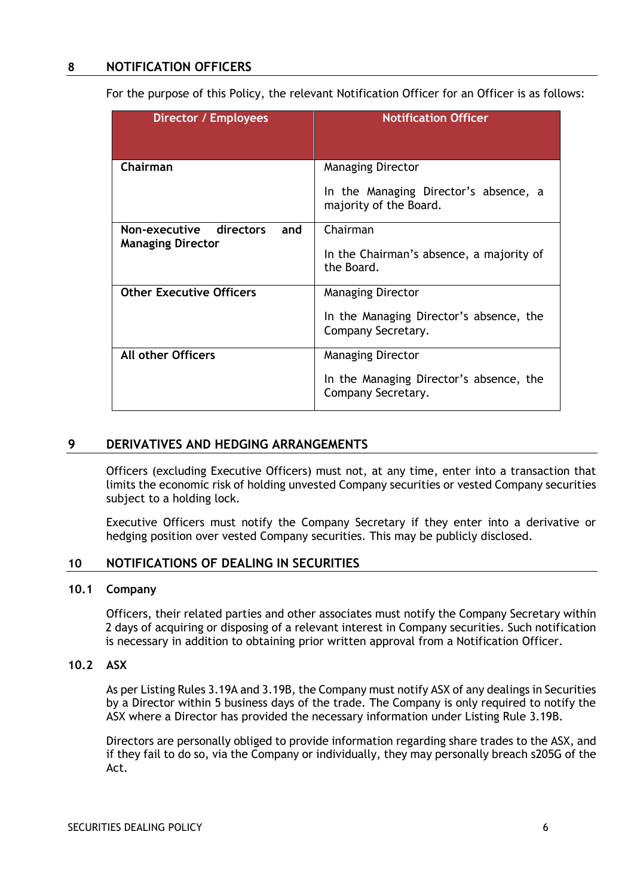## 8 NOTIFICATION OFFICERS

For the purpose of this Policy, the relevant Notification Officer for an Officer is as follows:

| Director / Employees | Notification Officer |
|---|---|
| **Chairman** | Managing Director<br><br>In the Managing Director's absence, a majority of the Board. |
| **Non-executive directors and Managing Director** | Chairman<br><br>In the Chairman's absence, a majority of the Board. |
| **Other Executive Officers** | Managing Director<br><br>In the Managing Director's absence, the Company Secretary. |
| **All other Officers** | Managing Director<br><br>In the Managing Director's absence, the Company Secretary. |

## 9 DERIVATIVES AND HEDGING ARRANGEMENTS

Officers (excluding Executive Officers) must not, at any time, enter into a transaction that limits the economic risk of holding unvested Company securities or vested Company securities subject to a holding lock.

Executive Officers must notify the Company Secretary if they enter into a derivative or hedging position over vested Company securities. This may be publicly disclosed.

## 10 NOTIFICATIONS OF DEALING IN SECURITIES

### 10.1 Company

Officers, their related parties and other associates must notify the Company Secretary within 2 days of acquiring or disposing of a relevant interest in Company securities. Such notification is necessary in addition to obtaining prior written approval from a Notification Officer.

### 10.2 ASX

As per Listing Rules 3.19A and 3.19B, the Company must notify ASX of any dealings in Securities by a Director within 5 business days of the trade. The Company is only required to notify the ASX where a Director has provided the necessary information under Listing Rule 3.19B.

Directors are personally obliged to provide information regarding share trades to the ASX, and if they fail to do so, via the Company or individually, they may personally breach s205G of the Act.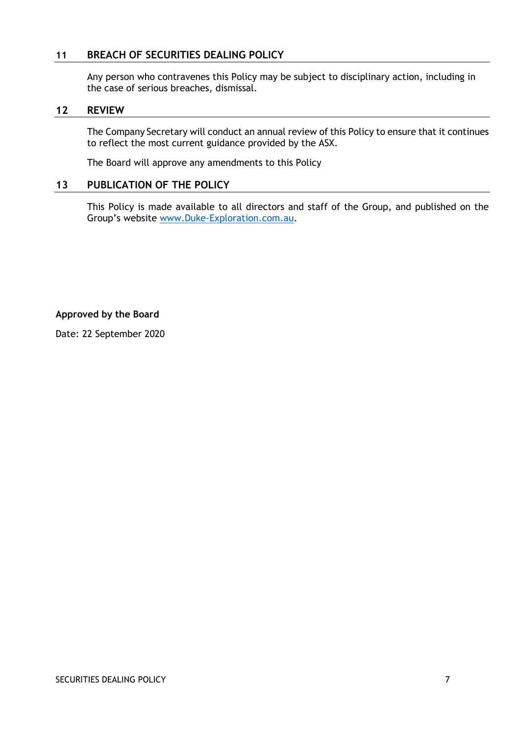## 11 BREACH OF SECURITIES DEALING POLICY

Any person who contravenes this Policy may be subject to disciplinary action, including in the case of serious breaches, dismissal.

## 12 REVIEW

The Company Secretary will conduct an annual review of this Policy to ensure that it continues to reflect the most current guidance provided by the ASX.

The Board will approve any amendments to this Policy

## 13 PUBLICATION OF THE POLICY

This Policy is made available to all directors and staff of the Group, and published on the Group's website [www.Duke-Exploration.com.au](http://www.Duke-Exploration.com.au).

**Approved by the Board**

Date: 22 September 2020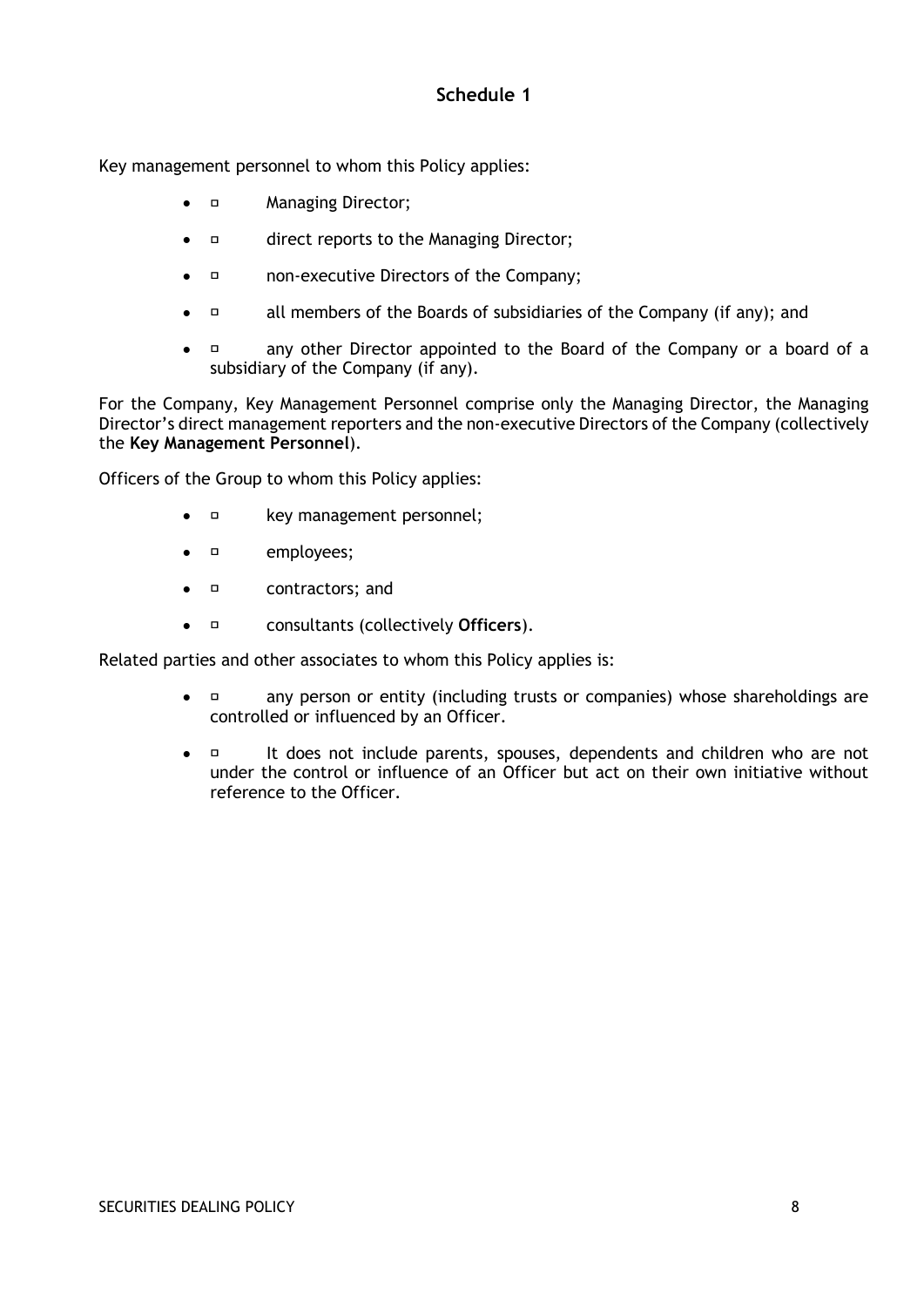## Schedule 1

Key management personnel to whom this Policy applies:

- Managing Director;
- direct reports to the Managing Director;
- non-executive Directors of the Company;
- all members of the Boards of subsidiaries of the Company (if any); and
- any other Director appointed to the Board of the Company or a board of a subsidiary of the Company (if any).

For the Company, Key Management Personnel comprise only the Managing Director, the Managing Director's direct management reporters and the non-executive Directors of the Company (collectively the **Key Management Personnel**).

Officers of the Group to whom this Policy applies:

- key management personnel;
- employees;
- contractors; and
- consultants (collectively **Officers**).

Related parties and other associates to whom this Policy applies is:

- any person or entity (including trusts or companies) whose shareholdings are controlled or influenced by an Officer.
- It does not include parents, spouses, dependents and children who are not under the control or influence of an Officer but act on their own initiative without reference to the Officer.